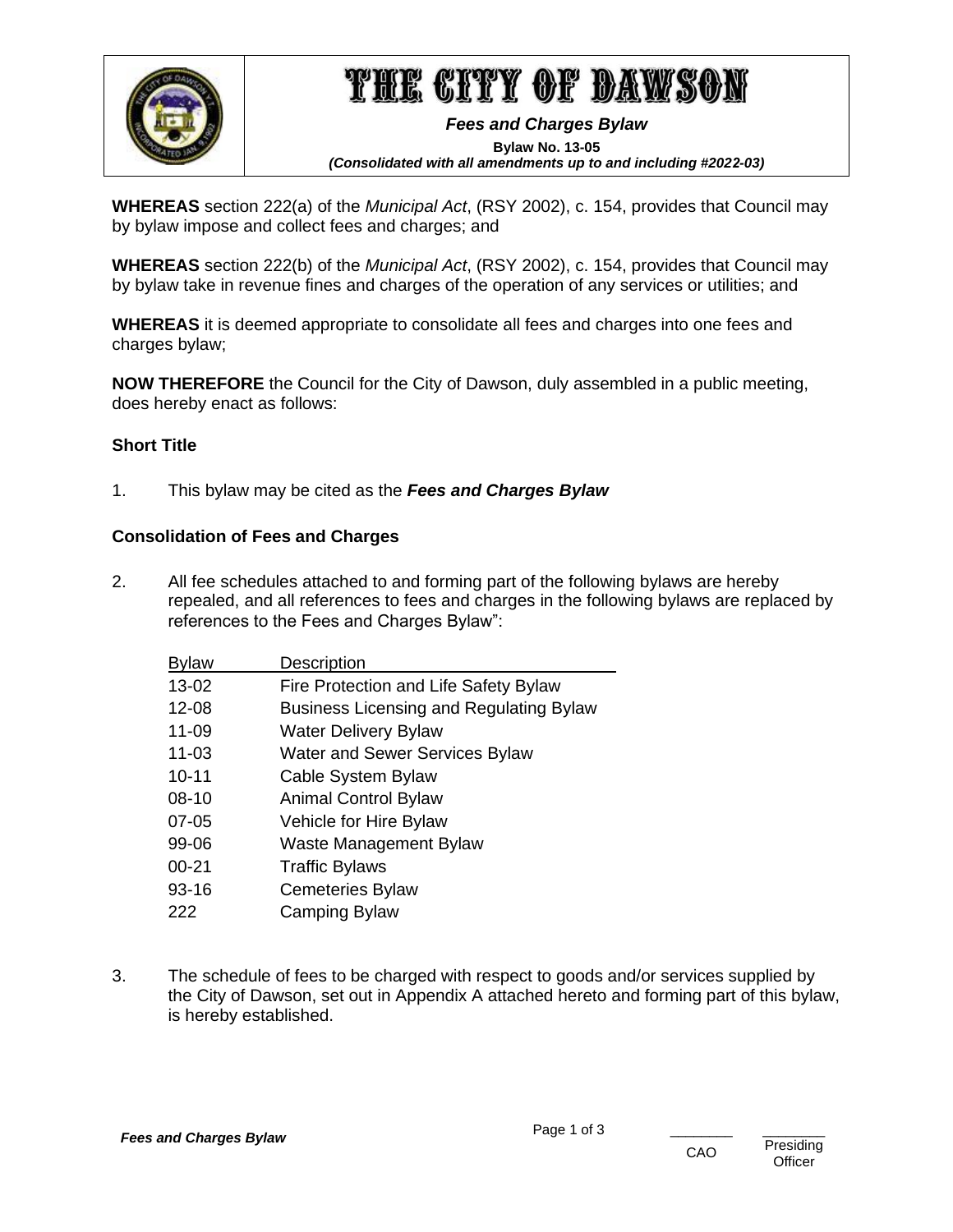# THE CITY OF DAWSON

***Fees and Charges Bylaw***

**Bylaw No. 13-05**

***(Consolidated with all amendments up to and including #2022-03)***

**WHEREAS** section 222(a) of the *Municipal Act*, (RSY 2002), c. 154, provides that Council may by bylaw impose and collect fees and charges; and

**WHEREAS** section 222(b) of the *Municipal Act*, (RSY 2002), c. 154, provides that Council may by bylaw take in revenue fines and charges of the operation of any services or utilities; and

**WHEREAS** it is deemed appropriate to consolidate all fees and charges into one fees and charges bylaw;

**NOW THEREFORE** the Council for the City of Dawson, duly assembled in a public meeting, does hereby enact as follows:

### Short Title

1. This bylaw may be cited as the ***Fees and Charges Bylaw***

### Consolidation of Fees and Charges

2. All fee schedules attached to and forming part of the following bylaws are hereby repealed, and all references to fees and charges in the following bylaws are replaced by references to the Fees and Charges Bylaw":

| Bylaw | Description |
|---|---|
| 13-02 | Fire Protection and Life Safety Bylaw |
| 12-08 | Business Licensing and Regulating Bylaw |
| 11-09 | Water Delivery Bylaw |
| 11-03 | Water and Sewer Services Bylaw |
| 10-11 | Cable System Bylaw |
| 08-10 | Animal Control Bylaw |
| 07-05 | Vehicle for Hire Bylaw |
| 99-06 | Waste Management Bylaw |
| 00-21 | Traffic Bylaws |
| 93-16 | Cemeteries Bylaw |
| 222 | Camping Bylaw |

3. The schedule of fees to be charged with respect to goods and/or services supplied by the City of Dawson, set out in Appendix A attached hereto and forming part of this bylaw, is hereby established.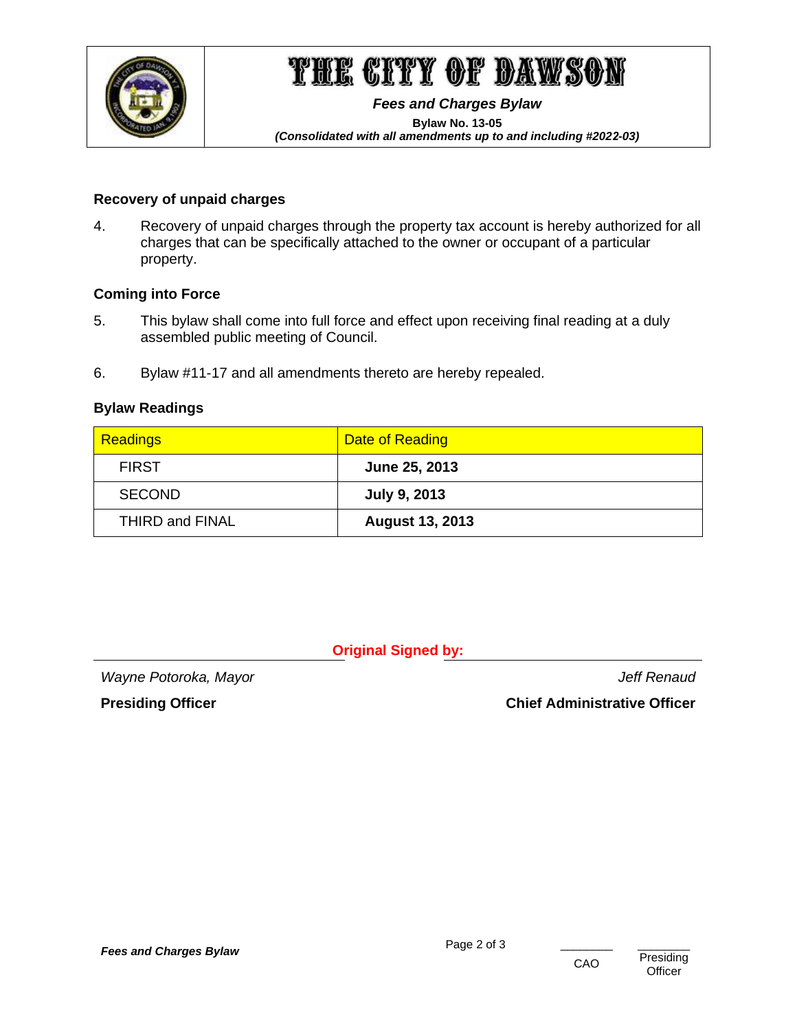### Recovery of unpaid charges

4. Recovery of unpaid charges through the property tax account is hereby authorized for all charges that can be specifically attached to the owner or occupant of a particular property.

### Coming into Force

5. This bylaw shall come into full force and effect upon receiving final reading at a duly assembled public meeting of Council.

6. Bylaw #11-17 and all amendments thereto are hereby repealed.

### Bylaw Readings

| Readings | Date of Reading |
| --- | --- |
| FIRST | **June 25, 2013** |
| SECOND | **July 9, 2013** |
| THIRD and FINAL | **August 13, 2013** |

**Original Signed by:**

*Wayne Potoroka, Mayor*

**Presiding Officer**

*Jeff Renaud*

**Chief Administrative Officer**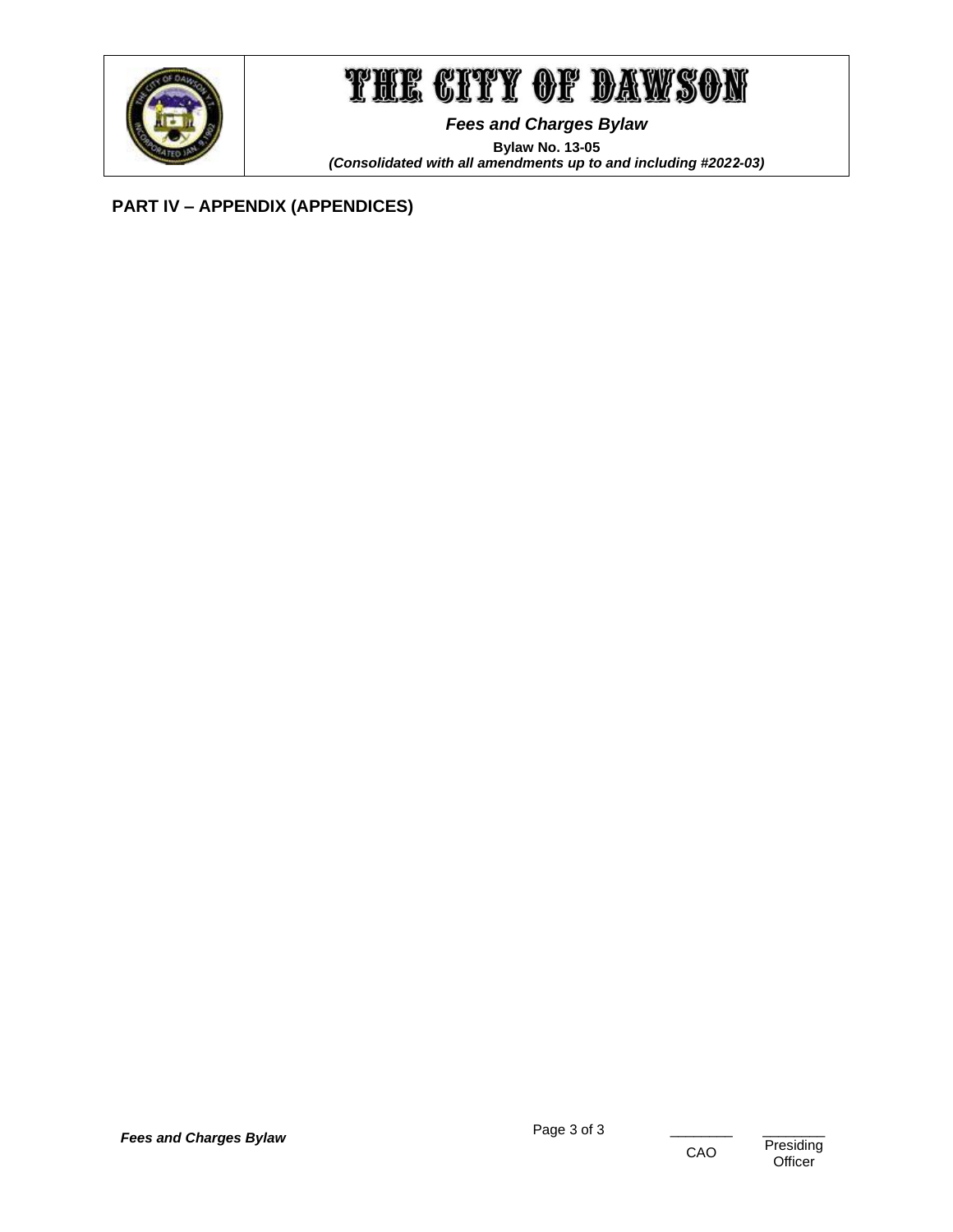## PART IV – APPENDIX (APPENDICES)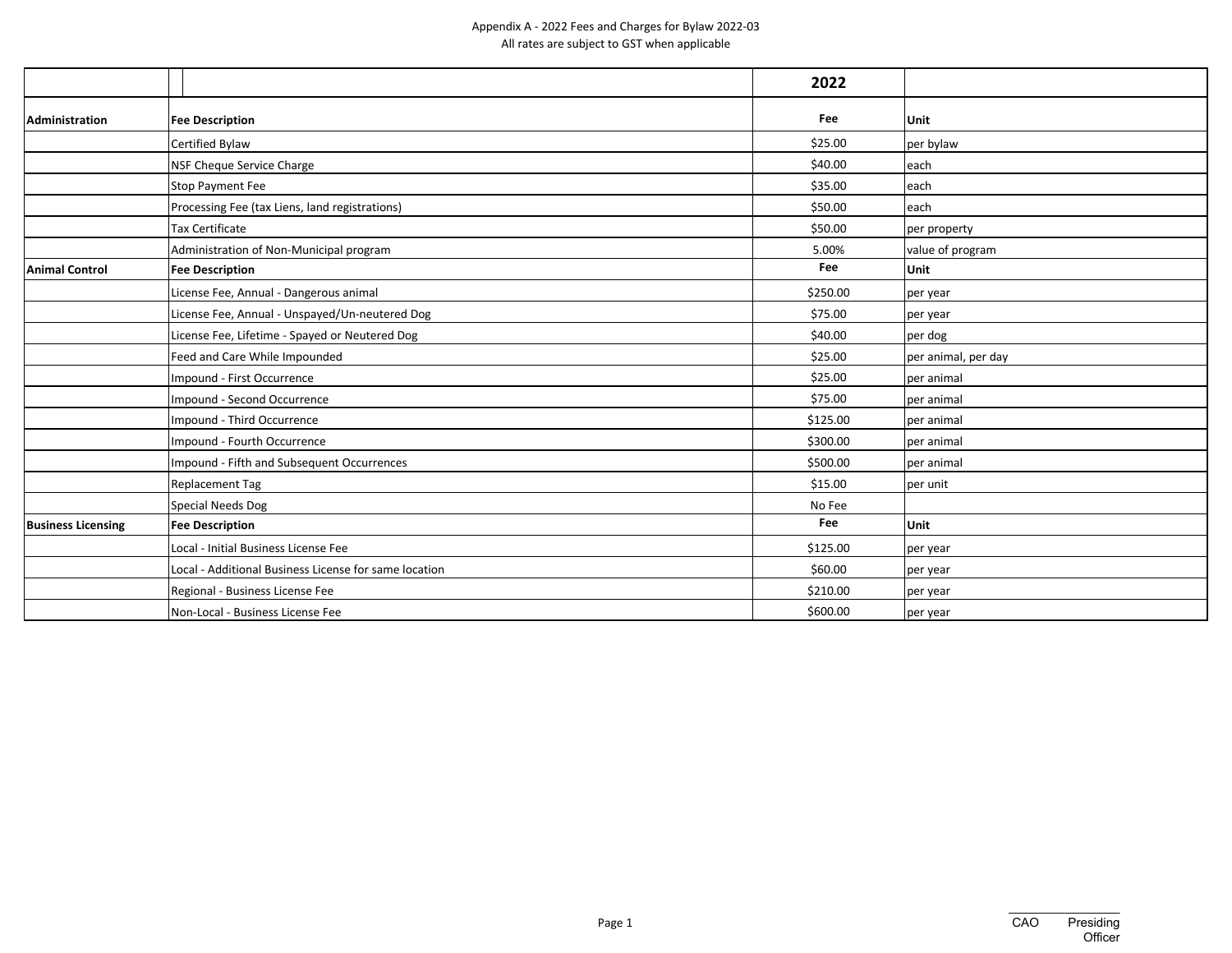Appendix A - 2022 Fees and Charges for Bylaw 2022-03

All rates are subject to GST when applicable

| | | 2022 | |
|---|---|---|---|
| **Administration** | **Fee Description** | **Fee** | **Unit** |
| | Certified Bylaw | $25.00 | per bylaw |
| | NSF Cheque Service Charge | $40.00 | each |
| | Stop Payment Fee | $35.00 | each |
| | Processing Fee (tax Liens, land registrations) | $50.00 | each |
| | Tax Certificate | $50.00 | per property |
| | Administration of Non-Municipal program | 5.00% | value of program |
| **Animal Control** | **Fee Description** | **Fee** | **Unit** |
| | License Fee, Annual - Dangerous animal | $250.00 | per year |
| | License Fee, Annual - Unspayed/Un-neutered Dog | $75.00 | per year |
| | License Fee, Lifetime - Spayed or Neutered Dog | $40.00 | per dog |
| | Feed and Care While Impounded | $25.00 | per animal, per day |
| | Impound - First Occurrence | $25.00 | per animal |
| | Impound - Second Occurrence | $75.00 | per animal |
| | Impound - Third Occurrence | $125.00 | per animal |
| | Impound - Fourth Occurrence | $300.00 | per animal |
| | Impound - Fifth and Subsequent Occurrences | $500.00 | per animal |
| | Replacement Tag | $15.00 | per unit |
| | Special Needs Dog | No Fee | |
| **Business Licensing** | **Fee Description** | **Fee** | **Unit** |
| | Local - Initial Business License Fee | $125.00 | per year |
| | Local - Additional Business License for same location | $60.00 | per year |
| | Regional - Business License Fee | $210.00 | per year |
| | Non-Local - Business License Fee | $600.00 | per year |

CAO Presiding Officer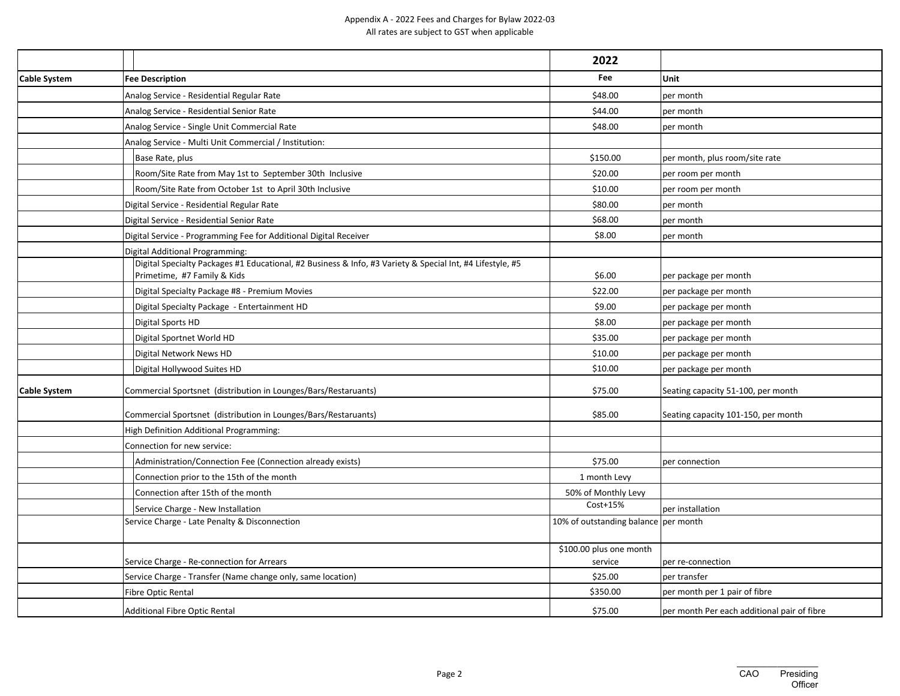Appendix A - 2022 Fees and Charges for Bylaw 2022-03
All rates are subject to GST when applicable

| | | 2022 | |
|---|---|---|---|
| **Cable System** | **Fee Description** | **Fee** | **Unit** |
| | Analog Service - Residential Regular Rate | $48.00 | per month |
| | Analog Service - Residential Senior Rate | $44.00 | per month |
| | Analog Service - Single Unit Commercial Rate | $48.00 | per month |
| | Analog Service - Multi Unit Commercial / Institution: | | |
| | Base Rate, plus | $150.00 | per month, plus room/site rate |
| | Room/Site Rate from May 1st to September 30th Inclusive | $20.00 | per room per month |
| | Room/Site Rate from October 1st to April 30th Inclusive | $10.00 | per room per month |
| | Digital Service - Residential Regular Rate | $80.00 | per month |
| | Digital Service - Residential Senior Rate | $68.00 | per month |
| | Digital Service - Programming Fee for Additional Digital Receiver | $8.00 | per month |
| | Digital Additional Programming: | | |
| | Digital Specialty Packages #1 Educational, #2 Business & Info, #3 Variety & Special Int, #4 Lifestyle, #5 Primetime, #7 Family & Kids | $6.00 | per package per month |
| | Digital Specialty Package #8 - Premium Movies | $22.00 | per package per month |
| | Digital Specialty Package - Entertainment HD | $9.00 | per package per month |
| | Digital Sports HD | $8.00 | per package per month |
| | Digital Sportnet World HD | $35.00 | per package per month |
| | Digital Network News HD | $10.00 | per package per month |
| | Digital Hollywood Suites HD | $10.00 | per package per month |
| **Cable System** | Commercial Sportsnet (distribution in Lounges/Bars/Restaruants) | $75.00 | Seating capacity 51-100, per month |
| | Commercial Sportsnet (distribution in Lounges/Bars/Restaruants) | $85.00 | Seating capacity 101-150, per month |
| | High Definition Additional Programming: | | |
| | Connection for new service: | | |
| | Administration/Connection Fee (Connection already exists) | $75.00 | per connection |
| | Connection prior to the 15th of the month | 1 month Levy | |
| | Connection after 15th of the month | 50% of Monthly Levy | |
| | Service Charge - New Installation | Cost+15% | per installation |
| | Service Charge - Late Penalty & Disconnection | 10% of outstanding balance | per month |
| | Service Charge - Re-connection for Arrears | $100.00 plus one month service | per re-connection |
| | Service Charge - Transfer (Name change only, same location) | $25.00 | per transfer |
| | Fibre Optic Rental | $350.00 | per month per 1 pair of fibre |
| | Additional Fibre Optic Rental | $75.00 | per month Per each additional pair of fibre |

CAO Presiding Officer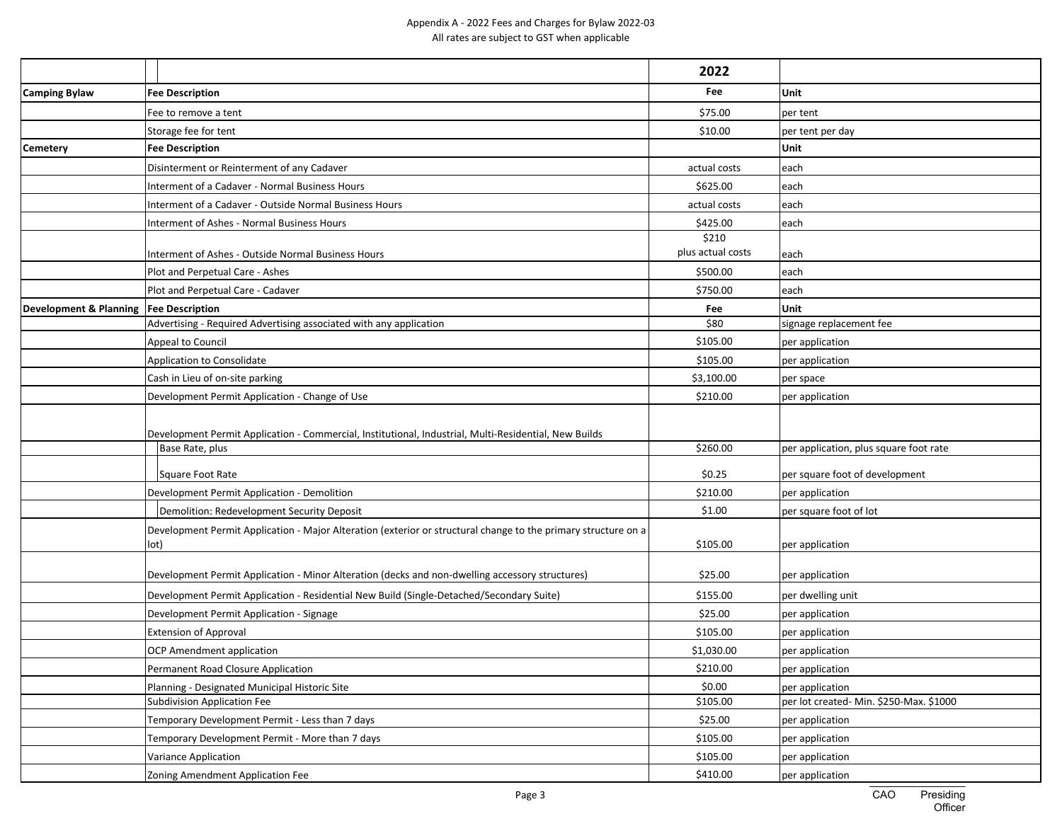Appendix A - 2022 Fees and Charges for Bylaw 2022-03
All rates are subject to GST when applicable

| | | 2022 | |
|---|---|---|---|
| **Camping Bylaw** | **Fee Description** | **Fee** | **Unit** |
| | Fee to remove a tent | $75.00 | per tent |
| | Storage fee for tent | $10.00 | per tent per day |
| **Cemetery** | **Fee Description** | | **Unit** |
| | Disinterment or Reinterment of any Cadaver | actual costs | each |
| | Interment of a Cadaver - Normal Business Hours | $625.00 | each |
| | Interment of a Cadaver - Outside Normal Business Hours | actual costs | each |
| | Interment of Ashes - Normal Business Hours | $425.00 | each |
| | Interment of Ashes - Outside Normal Business Hours | $210 plus actual costs | each |
| | Plot and Perpetual Care - Ashes | $500.00 | each |
| | Plot and Perpetual Care - Cadaver | $750.00 | each |
| **Development & Planning** | **Fee Description** | **Fee** | **Unit** |
| | Advertising - Required Advertising associated with any application | $80 | signage replacement fee |
| | Appeal to Council | $105.00 | per application |
| | Application to Consolidate | $105.00 | per application |
| | Cash in Lieu of on-site parking | $3,100.00 | per space |
| | Development Permit Application - Change of Use | $210.00 | per application |
| | Development Permit Application - Commercial, Institutional, Industrial, Multi-Residential, New Builds | | |
| | Base Rate, plus | $260.00 | per application, plus square foot rate |
| | Square Foot Rate | $0.25 | per square foot of development |
| | Development Permit Application - Demolition | $210.00 | per application |
| | Demolition: Redevelopment Security Deposit | $1.00 | per square foot of lot |
| | Development Permit Application - Major Alteration (exterior or structural change to the primary structure on a lot) | $105.00 | per application |
| | Development Permit Application - Minor Alteration (decks and non-dwelling accessory structures) | $25.00 | per application |
| | Development Permit Application - Residential New Build (Single-Detached/Secondary Suite) | $155.00 | per dwelling unit |
| | Development Permit Application - Signage | $25.00 | per application |
| | Extension of Approval | $105.00 | per application |
| | OCP Amendment application | $1,030.00 | per application |
| | Permanent Road Closure Application | $210.00 | per application |
| | Planning - Designated Municipal Historic Site | $0.00 | per application |
| | Subdivision Application Fee | $105.00 | per lot created- Min. $250-Max. $1000 |
| | Temporary Development Permit - Less than 7 days | $25.00 | per application |
| | Temporary Development Permit - More than 7 days | $105.00 | per application |
| | Variance Application | $105.00 | per application |
| | Zoning Amendment Application Fee | $410.00 | per application |

CAO Presiding Officer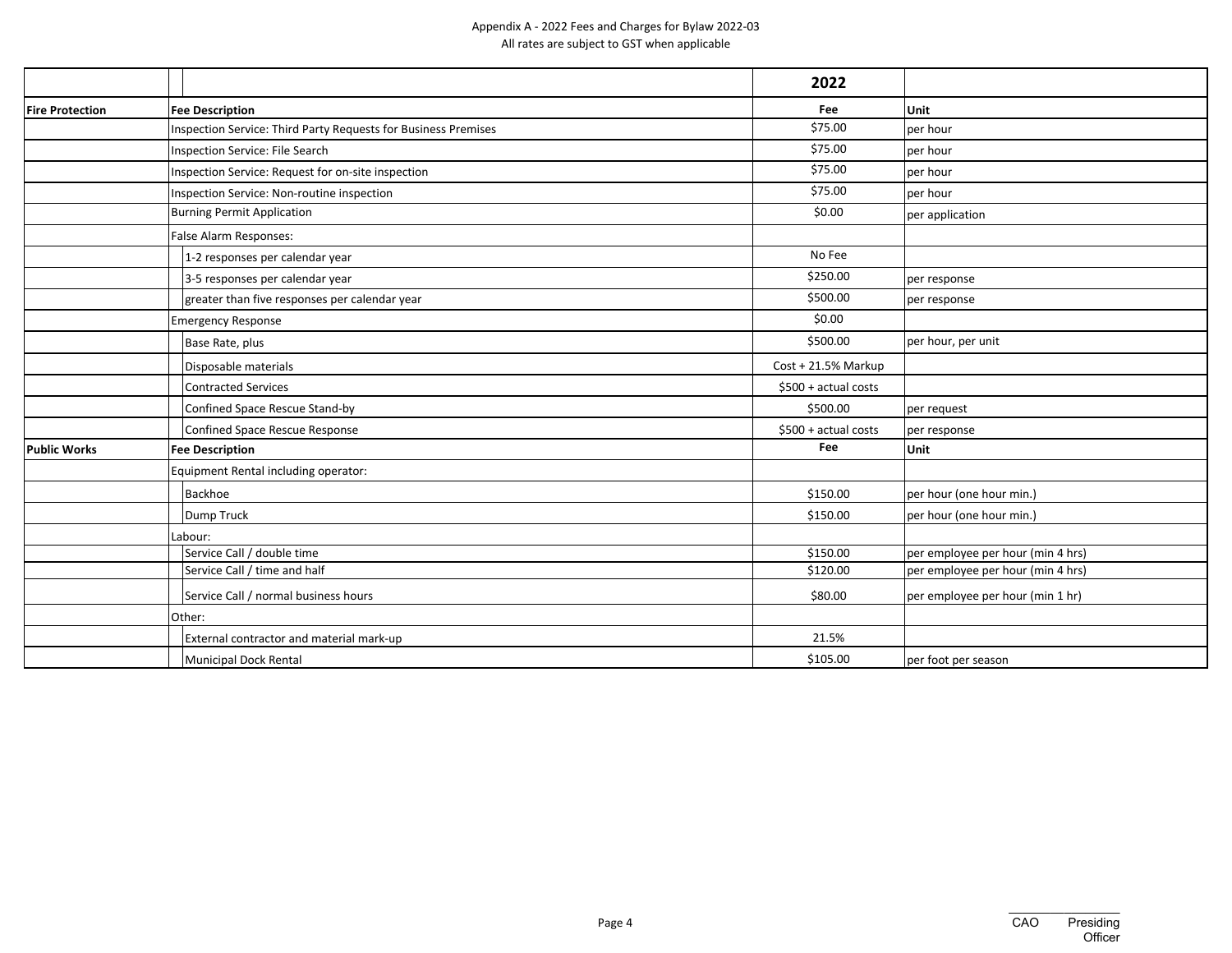Appendix A - 2022 Fees and Charges for Bylaw 2022-03

All rates are subject to GST when applicable

| | | 2022 | |
|---|---|---|---|
| **Fire Protection** | **Fee Description** | **Fee** | **Unit** |
| | Inspection Service: Third Party Requests for Business Premises | $75.00 | per hour |
| | Inspection Service: File Search | $75.00 | per hour |
| | Inspection Service: Request for on-site inspection | $75.00 | per hour |
| | Inspection Service: Non-routine inspection | $75.00 | per hour |
| | Burning Permit Application | $0.00 | per application |
| | False Alarm Responses: | | |
| | 1-2 responses per calendar year | No Fee | |
| | 3-5 responses per calendar year | $250.00 | per response |
| | greater than five responses per calendar year | $500.00 | per response |
| | Emergency Response | $0.00 | |
| | Base Rate, plus | $500.00 | per hour, per unit |
| | Disposable materials | Cost + 21.5% Markup | |
| | Contracted Services | $500 + actual costs | |
| | Confined Space Rescue Stand-by | $500.00 | per request |
| | Confined Space Rescue Response | $500 + actual costs | per response |
| **Public Works** | **Fee Description** | **Fee** | **Unit** |
| | Equipment Rental including operator: | | |
| | Backhoe | $150.00 | per hour (one hour min.) |
| | Dump Truck | $150.00 | per hour (one hour min.) |
| | Labour: | | |
| | Service Call / double time | $150.00 | per employee per hour (min 4 hrs) |
| | Service Call / time and half | $120.00 | per employee per hour (min 4 hrs) |
| | Service Call / normal business hours | $80.00 | per employee per hour (min 1 hr) |
| | Other: | | |
| | External contractor and material mark-up | 21.5% | |
| | Municipal Dock Rental | $105.00 | per foot per season |

CAO Presiding Officer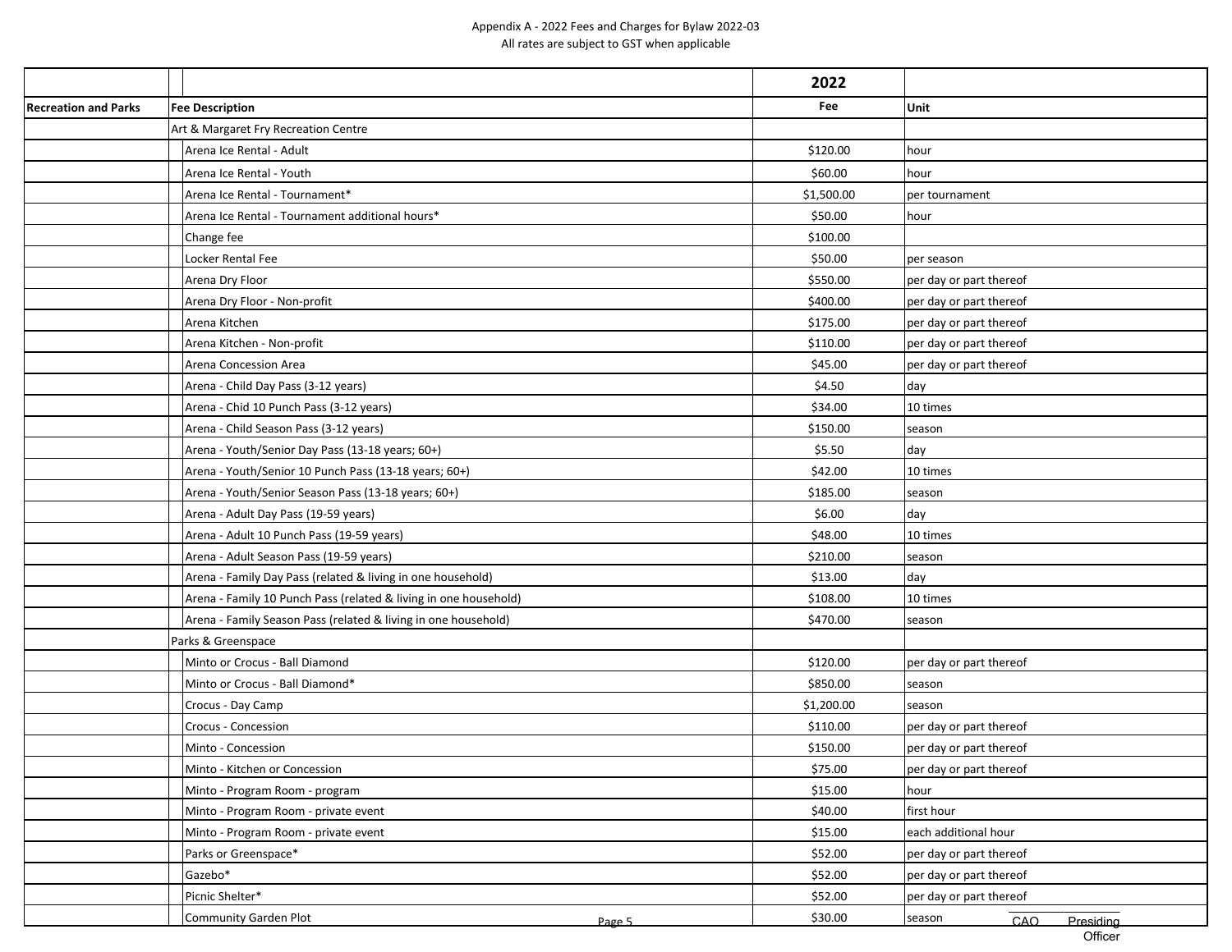Appendix A - 2022 Fees and Charges for Bylaw 2022-03
All rates are subject to GST when applicable

| | | 2022 | |
|---|---|---|---|
| **Recreation and Parks** | **Fee Description** | **Fee** | **Unit** |
| | Art & Margaret Fry Recreation Centre | | |
| | Arena Ice Rental - Adult | $120.00 | hour |
| | Arena Ice Rental - Youth | $60.00 | hour |
| | Arena Ice Rental - Tournament* | $1,500.00 | per tournament |
| | Arena Ice Rental - Tournament additional hours* | $50.00 | hour |
| | Change fee | $100.00 | |
| | Locker Rental Fee | $50.00 | per season |
| | Arena Dry Floor | $550.00 | per day or part thereof |
| | Arena Dry Floor - Non-profit | $400.00 | per day or part thereof |
| | Arena Kitchen | $175.00 | per day or part thereof |
| | Arena Kitchen - Non-profit | $110.00 | per day or part thereof |
| | Arena Concession Area | $45.00 | per day or part thereof |
| | Arena - Child Day Pass (3-12 years) | $4.50 | day |
| | Arena - Chid 10 Punch Pass (3-12 years) | $34.00 | 10 times |
| | Arena - Child Season Pass (3-12 years) | $150.00 | season |
| | Arena - Youth/Senior Day Pass (13-18 years; 60+) | $5.50 | day |
| | Arena - Youth/Senior 10 Punch Pass (13-18 years; 60+) | $42.00 | 10 times |
| | Arena - Youth/Senior Season Pass (13-18 years; 60+) | $185.00 | season |
| | Arena - Adult Day Pass (19-59 years) | $6.00 | day |
| | Arena - Adult 10 Punch Pass (19-59 years) | $48.00 | 10 times |
| | Arena - Adult Season Pass (19-59 years) | $210.00 | season |
| | Arena - Family Day Pass (related & living in one household) | $13.00 | day |
| | Arena - Family 10 Punch Pass (related & living in one household) | $108.00 | 10 times |
| | Arena - Family Season Pass (related & living in one household) | $470.00 | season |
| | Parks & Greenspace | | |
| | Minto or Crocus - Ball Diamond | $120.00 | per day or part thereof |
| | Minto or Crocus - Ball Diamond* | $850.00 | season |
| | Crocus - Day Camp | $1,200.00 | season |
| | Crocus - Concession | $110.00 | per day or part thereof |
| | Minto - Concession | $150.00 | per day or part thereof |
| | Minto - Kitchen or Concession | $75.00 | per day or part thereof |
| | Minto - Program Room - program | $15.00 | hour |
| | Minto - Program Room - private event | $40.00 | first hour |
| | Minto - Program Room - private event | $15.00 | each additional hour |
| | Parks or Greenspace* | $52.00 | per day or part thereof |
| | Gazebo* | $52.00 | per day or part thereof |
| | Picnic Shelter* | $52.00 | per day or part thereof |
| | Community Garden Plot | $30.00 | season |

CAO Presiding Officer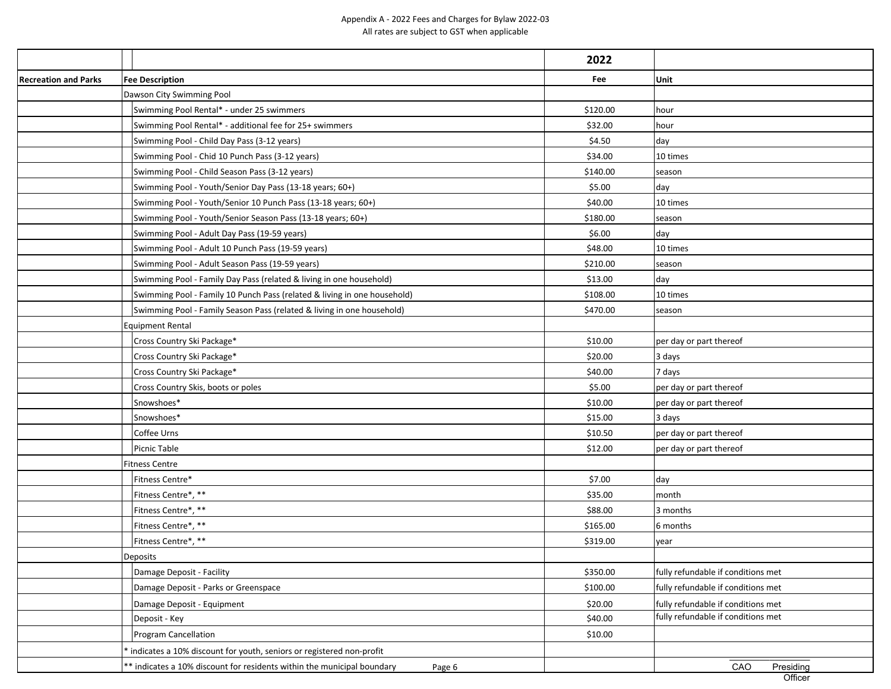Appendix A - 2022 Fees and Charges for Bylaw 2022-03
All rates are subject to GST when applicable

| | | 2022 | |
|---|---|---|---|
| **Recreation and Parks** | **Fee Description** | **Fee** | **Unit** |
| | Dawson City Swimming Pool | | |
| | Swimming Pool Rental* - under 25 swimmers | $120.00 | hour |
| | Swimming Pool Rental* - additional fee for 25+ swimmers | $32.00 | hour |
| | Swimming Pool - Child Day Pass (3-12 years) | $4.50 | day |
| | Swimming Pool - Chid 10 Punch Pass (3-12 years) | $34.00 | 10 times |
| | Swimming Pool - Child Season Pass (3-12 years) | $140.00 | season |
| | Swimming Pool - Youth/Senior Day Pass (13-18 years; 60+) | $5.00 | day |
| | Swimming Pool - Youth/Senior 10 Punch Pass (13-18 years; 60+) | $40.00 | 10 times |
| | Swimming Pool - Youth/Senior Season Pass (13-18 years; 60+) | $180.00 | season |
| | Swimming Pool - Adult Day Pass (19-59 years) | $6.00 | day |
| | Swimming Pool - Adult 10 Punch Pass (19-59 years) | $48.00 | 10 times |
| | Swimming Pool - Adult Season Pass (19-59 years) | $210.00 | season |
| | Swimming Pool - Family Day Pass (related & living in one household) | $13.00 | day |
| | Swimming Pool - Family 10 Punch Pass (related & living in one household) | $108.00 | 10 times |
| | Swimming Pool - Family Season Pass (related & living in one household) | $470.00 | season |
| | Equipment Rental | | |
| | Cross Country Ski Package* | $10.00 | per day or part thereof |
| | Cross Country Ski Package* | $20.00 | 3 days |
| | Cross Country Ski Package* | $40.00 | 7 days |
| | Cross Country Skis, boots or poles | $5.00 | per day or part thereof |
| | Snowshoes* | $10.00 | per day or part thereof |
| | Snowshoes* | $15.00 | 3 days |
| | Coffee Urns | $10.50 | per day or part thereof |
| | Picnic Table | $12.00 | per day or part thereof |
| | Fitness Centre | | |
| | Fitness Centre* | $7.00 | day |
| | Fitness Centre*, ** | $35.00 | month |
| | Fitness Centre*, ** | $88.00 | 3 months |
| | Fitness Centre*, ** | $165.00 | 6 months |
| | Fitness Centre*, ** | $319.00 | year |
| | Deposits | | |
| | Damage Deposit - Facility | $350.00 | fully refundable if conditions met |
| | Damage Deposit - Parks or Greenspace | $100.00 | fully refundable if conditions met |
| | Damage Deposit - Equipment | $20.00 | fully refundable if conditions met |
| | Deposit - Key | $40.00 | fully refundable if conditions met |
| | Program Cancellation | $10.00 | |
| | * indicates a 10% discount for youth, seniors or registered non-profit | | |
| | ** indicates a 10% discount for residents within the municipal boundary | | |

CAO Presiding Officer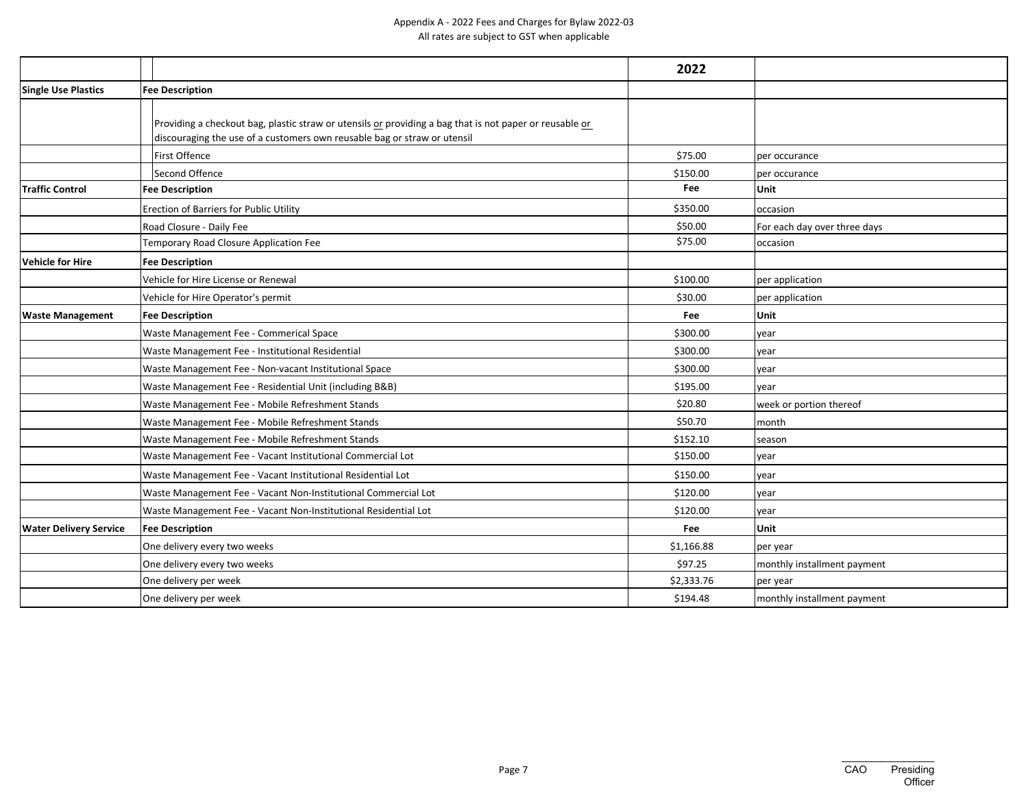Appendix A - 2022 Fees and Charges for Bylaw 2022-03
All rates are subject to GST when applicable

| | | 2022 | |
|---|---|---|---|
| **Single Use Plastics** | **Fee Description** | | |
| | Providing a checkout bag, plastic straw or utensils or providing a bag that is not paper or reusable or discouraging the use of a customers own reusable bag or straw or utensil | | |
| | First Offence | $75.00 | per occurance |
| | Second Offence | $150.00 | per occurance |
| **Traffic Control** | **Fee Description** | **Fee** | **Unit** |
| | Erection of Barriers for Public Utility | $350.00 | occasion |
| | Road Closure - Daily Fee | $50.00 | For each day over three days |
| | Temporary Road Closure Application Fee | $75.00 | occasion |
| **Vehicle for Hire** | **Fee Description** | | |
| | Vehicle for Hire License or Renewal | $100.00 | per application |
| | Vehicle for Hire Operator's permit | $30.00 | per application |
| **Waste Management** | **Fee Description** | **Fee** | **Unit** |
| | Waste Management Fee - Commerical Space | $300.00 | year |
| | Waste Management Fee - Institutional Residential | $300.00 | year |
| | Waste Management Fee - Non-vacant Institutional Space | $300.00 | year |
| | Waste Management Fee - Residential Unit (including B&B) | $195.00 | year |
| | Waste Management Fee - Mobile Refreshment Stands | $20.80 | week or portion thereof |
| | Waste Management Fee - Mobile Refreshment Stands | $50.70 | month |
| | Waste Management Fee - Mobile Refreshment Stands | $152.10 | season |
| | Waste Management Fee - Vacant Institutional Commercial Lot | $150.00 | year |
| | Waste Management Fee - Vacant Institutional Residential Lot | $150.00 | year |
| | Waste Management Fee - Vacant Non-Institutional Commercial Lot | $120.00 | year |
| | Waste Management Fee - Vacant Non-Institutional Residential Lot | $120.00 | year |
| **Water Delivery Service** | **Fee Description** | **Fee** | **Unit** |
| | One delivery every two weeks | $1,166.88 | per year |
| | One delivery every two weeks | $97.25 | monthly installment payment |
| | One delivery per week | $2,333.76 | per year |
| | One delivery per week | $194.48 | monthly installment payment |

CAO Presiding Officer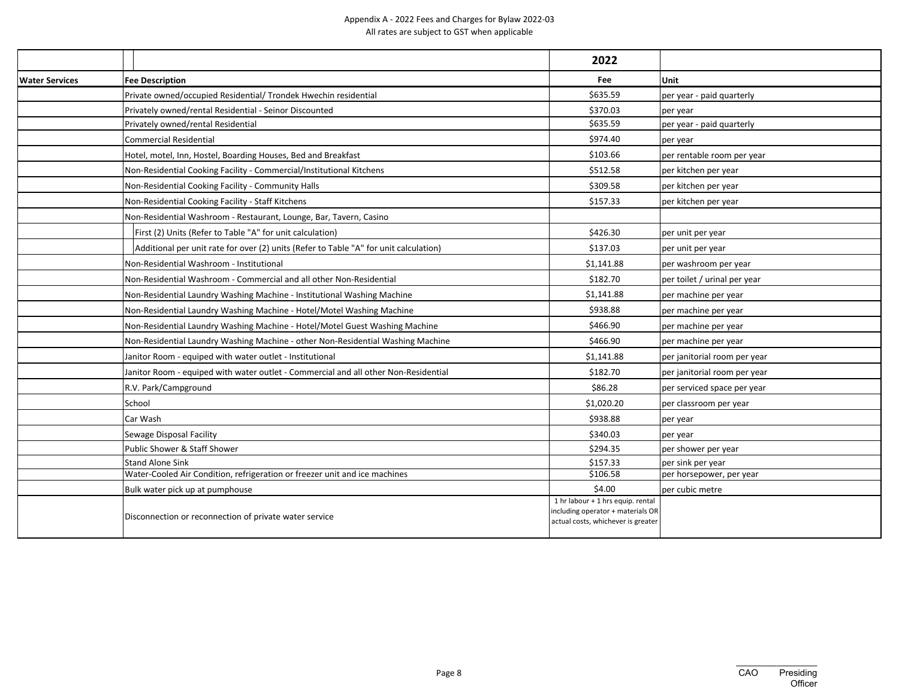Appendix A - 2022 Fees and Charges for Bylaw 2022-03
All rates are subject to GST when applicable

| | | 2022 | |
|---|---|---|---|
| **Water Services** | **Fee Description** | **Fee** | **Unit** |
| | Private owned/occupied Residential/ Trondek Hwechin residential | $635.59 | per year - paid quarterly |
| | Privately owned/rental Residential - Seinor Discounted | $370.03 | per year |
| | Privately owned/rental Residential | $635.59 | per year - paid quarterly |
| | Commercial Residential | $974.40 | per year |
| | Hotel, motel, Inn, Hostel, Boarding Houses, Bed and Breakfast | $103.66 | per rentable room per year |
| | Non-Residential Cooking Facility - Commercial/Institutional Kitchens | $512.58 | per kitchen per year |
| | Non-Residential Cooking Facility - Community Halls | $309.58 | per kitchen per year |
| | Non-Residential Cooking Facility - Staff Kitchens | $157.33 | per kitchen per year |
| | Non-Residential Washroom - Restaurant, Lounge, Bar, Tavern, Casino | | |
| | First (2) Units (Refer to Table "A" for unit calculation) | $426.30 | per unit per year |
| | Additional per unit rate for over (2) units (Refer to Table "A" for unit calculation) | $137.03 | per unit per year |
| | Non-Residential Washroom - Institutional | $1,141.88 | per washroom per year |
| | Non-Residential Washroom - Commercial and all other Non-Residential | $182.70 | per toilet / urinal per year |
| | Non-Residential Laundry Washing Machine - Institutional Washing Machine | $1,141.88 | per machine per year |
| | Non-Residential Laundry Washing Machine - Hotel/Motel Washing Machine | $938.88 | per machine per year |
| | Non-Residential Laundry Washing Machine - Hotel/Motel Guest Washing Machine | $466.90 | per machine per year |
| | Non-Residential Laundry Washing Machine - other Non-Residential Washing Machine | $466.90 | per machine per year |
| | Janitor Room - equiped with water outlet - Institutional | $1,141.88 | per janitorial room per year |
| | Janitor Room - equiped with water outlet - Commercial and all other Non-Residential | $182.70 | per janitorial room per year |
| | R.V. Park/Campground | $86.28 | per serviced space per year |
| | School | $1,020.20 | per classroom per year |
| | Car Wash | $938.88 | per year |
| | Sewage Disposal Facility | $340.03 | per year |
| | Public Shower & Staff Shower | $294.35 | per shower per year |
| | Stand Alone Sink | $157.33 | per sink per year |
| | Water-Cooled Air Condition, refrigeration or freezer unit and ice machines | $106.58 | per horsepower, per year |
| | Bulk water pick up at pumphouse | $4.00 | per cubic metre |
| | Disconnection or reconnection of private water service | 1 hr labour + 1 hrs equip. rental including operator + materials OR actual costs, whichever is greater | |

CAO Presiding Officer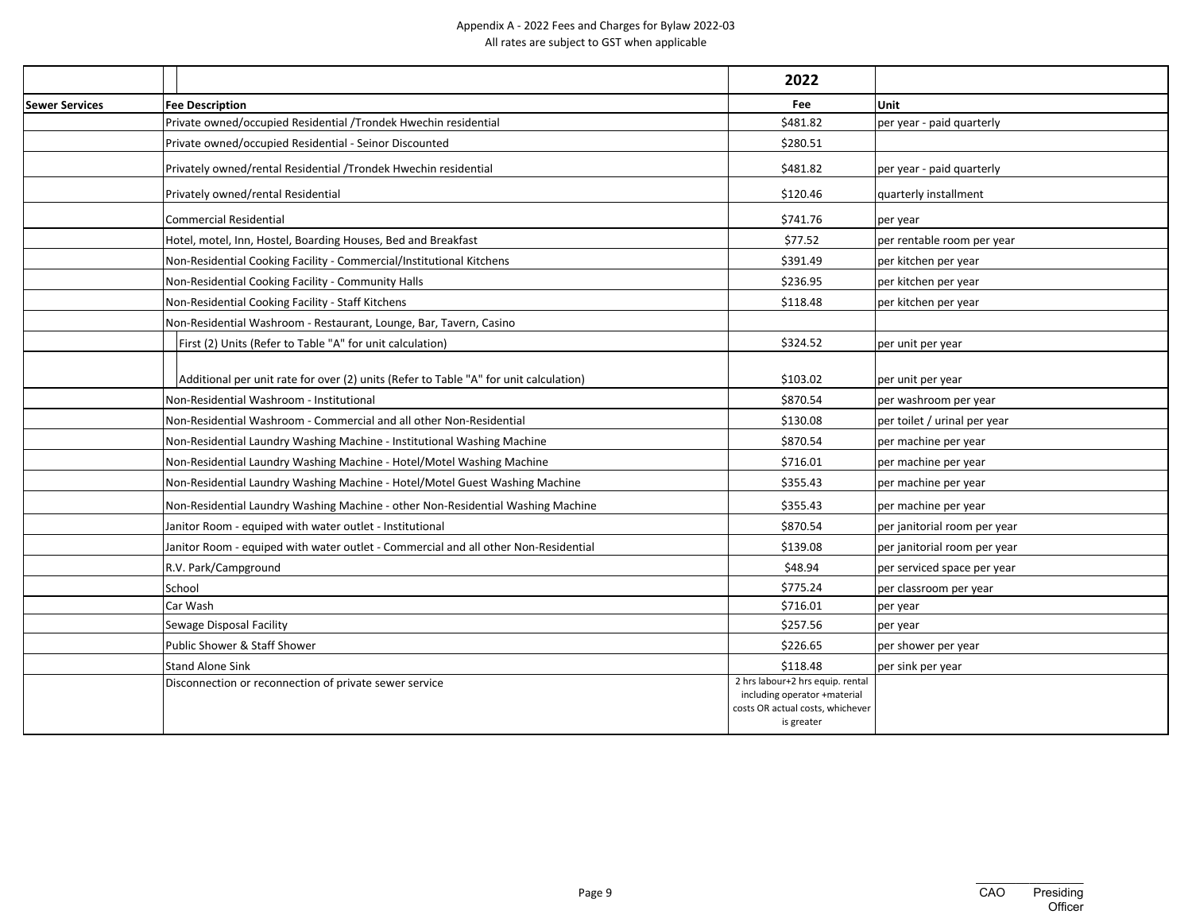Appendix A - 2022 Fees and Charges for Bylaw 2022-03
All rates are subject to GST when applicable

| | Fee Description | 2022 Fee | Unit |
|---|---|---|---|
| Sewer Services | Private owned/occupied Residential /Trondek Hwechin residential | $481.82 | per year - paid quarterly |
| | Private owned/occupied Residential - Seinor Discounted | $280.51 | |
| | Privately owned/rental Residential /Trondek Hwechin residential | $481.82 | per year - paid quarterly |
| | Privately owned/rental Residential | $120.46 | quarterly installment |
| | Commercial Residential | $741.76 | per year |
| | Hotel, motel, Inn, Hostel, Boarding Houses, Bed and Breakfast | $77.52 | per rentable room per year |
| | Non-Residential Cooking Facility - Commercial/Institutional Kitchens | $391.49 | per kitchen per year |
| | Non-Residential Cooking Facility - Community Halls | $236.95 | per kitchen per year |
| | Non-Residential Cooking Facility - Staff Kitchens | $118.48 | per kitchen per year |
| | Non-Residential Washroom - Restaurant, Lounge, Bar, Tavern, Casino | | |
| | First (2) Units (Refer to Table "A" for unit calculation) | $324.52 | per unit per year |
| | Additional per unit rate for over (2) units (Refer to Table "A" for unit calculation) | $103.02 | per unit per year |
| | Non-Residential Washroom - Institutional | $870.54 | per washroom per year |
| | Non-Residential Washroom - Commercial and all other Non-Residential | $130.08 | per toilet / urinal per year |
| | Non-Residential Laundry Washing Machine - Institutional Washing Machine | $870.54 | per machine per year |
| | Non-Residential Laundry Washing Machine - Hotel/Motel Washing Machine | $716.01 | per machine per year |
| | Non-Residential Laundry Washing Machine - Hotel/Motel Guest Washing Machine | $355.43 | per machine per year |
| | Non-Residential Laundry Washing Machine - other Non-Residential Washing Machine | $355.43 | per machine per year |
| | Janitor Room - equiped with water outlet - Institutional | $870.54 | per janitorial room per year |
| | Janitor Room - equiped with water outlet - Commercial and all other Non-Residential | $139.08 | per janitorial room per year |
| | R.V. Park/Campground | $48.94 | per serviced space per year |
| | School | $775.24 | per classroom per year |
| | Car Wash | $716.01 | per year |
| | Sewage Disposal Facility | $257.56 | per year |
| | Public Shower & Staff Shower | $226.65 | per shower per year |
| | Stand Alone Sink | $118.48 | per sink per year |
| | Disconnection or reconnection of private sewer service | 2 hrs labour+2 hrs equip. rental including operator +material costs OR actual costs, whichever is greater | |

CAO Presiding Officer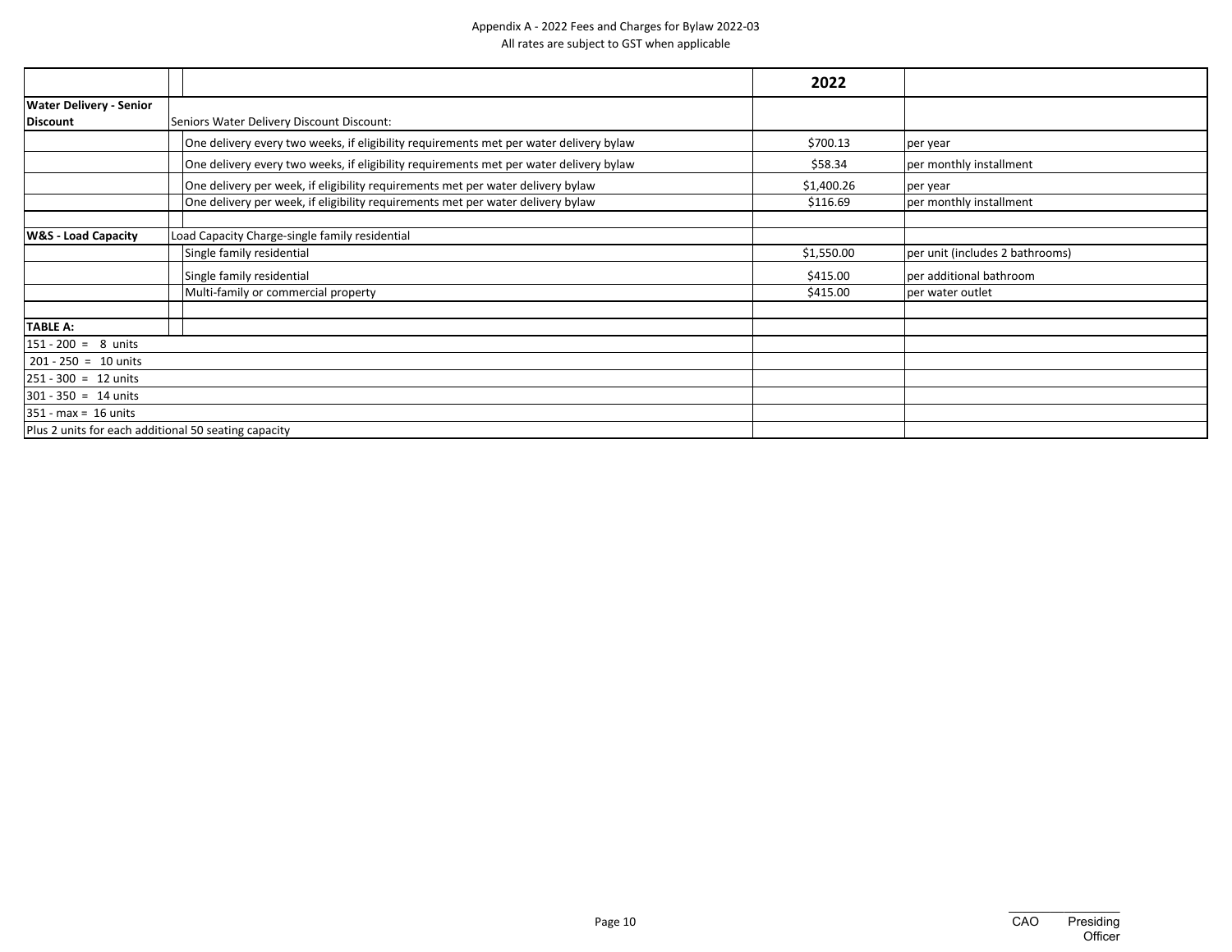Appendix A - 2022 Fees and Charges for Bylaw 2022-03
All rates are subject to GST when applicable

| | | | 2022 | |
|---|---|---|---|---|
| **Water Delivery - Senior Discount** | Seniors Water Delivery Discount Discount: | | | |
| | | One delivery every two weeks, if eligibility requirements met per water delivery bylaw | $700.13 | per year |
| | | One delivery every two weeks, if eligibility requirements met per water delivery bylaw | $58.34 | per monthly installment |
| | | One delivery per week, if eligibility requirements met per water delivery bylaw | $1,400.26 | per year |
| | | One delivery per week, if eligibility requirements met per water delivery bylaw | $116.69 | per monthly installment |
| | | | | |
| **W&S - Load Capacity** | Load Capacity Charge-single family residential | | | |
| | | Single family residential | $1,550.00 | per unit (includes 2 bathrooms) |
| | | Single family residential | $415.00 | per additional bathroom |
| | | Multi-family or commercial property | $415.00 | per water outlet |
| | | | | |
| **TABLE A:** | | | | |
| 151 - 200 = 8 units | | | | |
| 201 - 250 = 10 units | | | | |
| 251 - 300 = 12 units | | | | |
| 301 - 350 = 14 units | | | | |
| 351 - max = 16 units | | | | |
| Plus 2 units for each additional 50 seating capacity | | | | |

CAO Presiding Officer